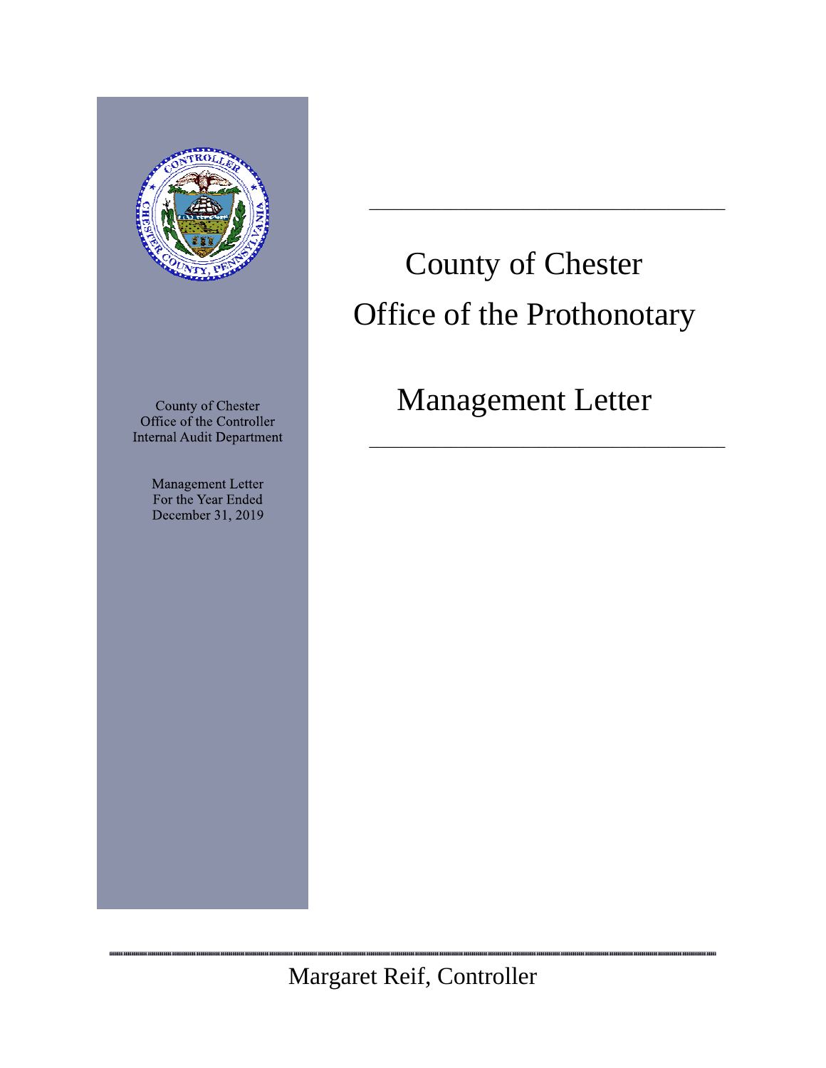County of Chester
Office of the Controller
Internal Audit Department

Management Letter
For the Year Ended
December 31, 2019

# County of Chester
# Office of the Prothonotary

## Management Letter

Margaret Reif, Controller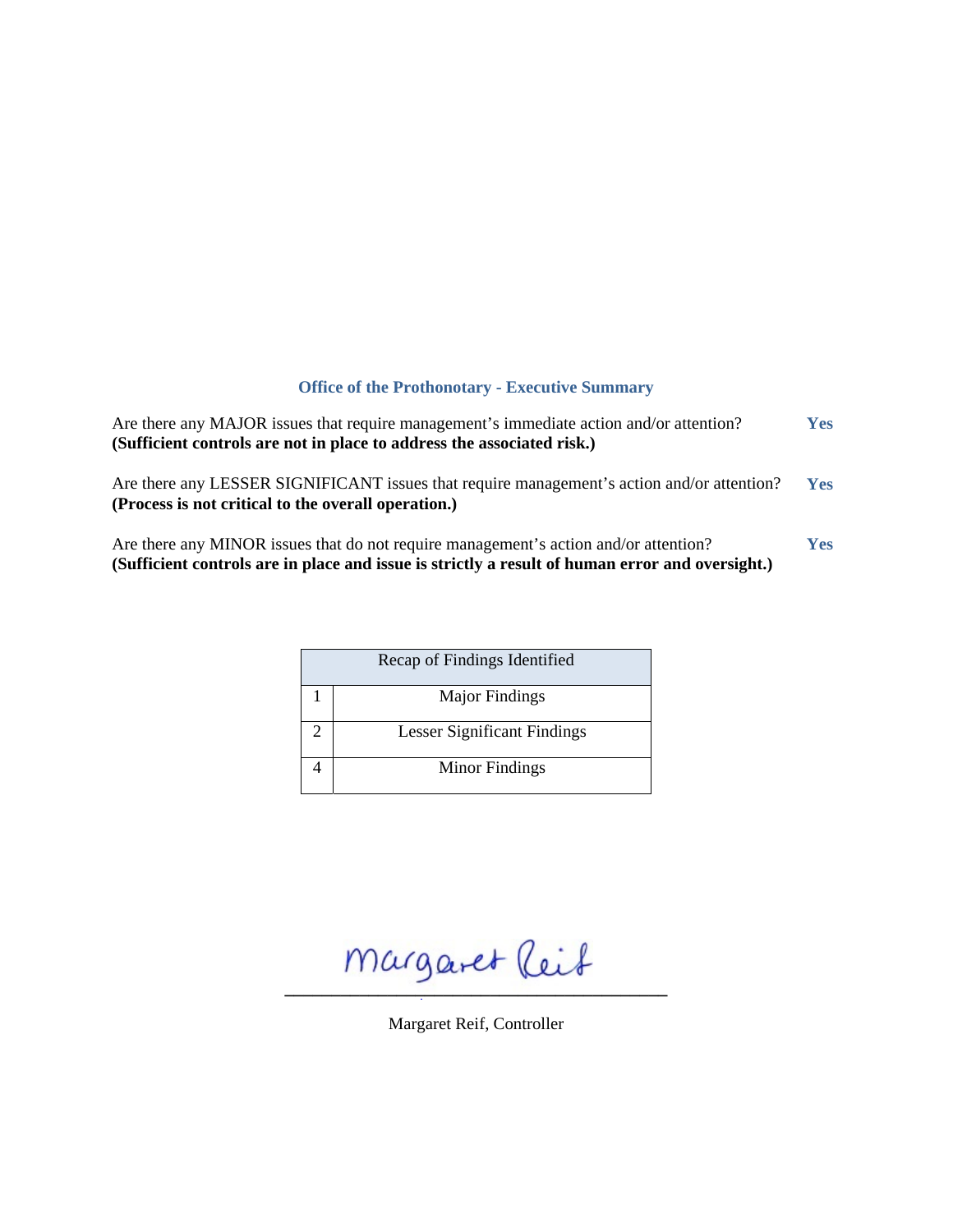## Office of the Prothonotary - Executive Summary

Are there any MAJOR issues that require management's immediate action and/or attention? **Yes**
**(Sufficient controls are not in place to address the associated risk.)**

Are there any LESSER SIGNIFICANT issues that require management's action and/or attention? **Yes**
**(Process is not critical to the overall operation.)**

Are there any MINOR issues that do not require management's action and/or attention? **Yes**
**(Sufficient controls are in place and issue is strictly a result of human error and oversight.)**

| Recap of Findings Identified | |
|---|---|
| 1 | Major Findings |
| 2 | Lesser Significant Findings |
| 4 | Minor Findings |

Margaret Reif

Margaret Reif, Controller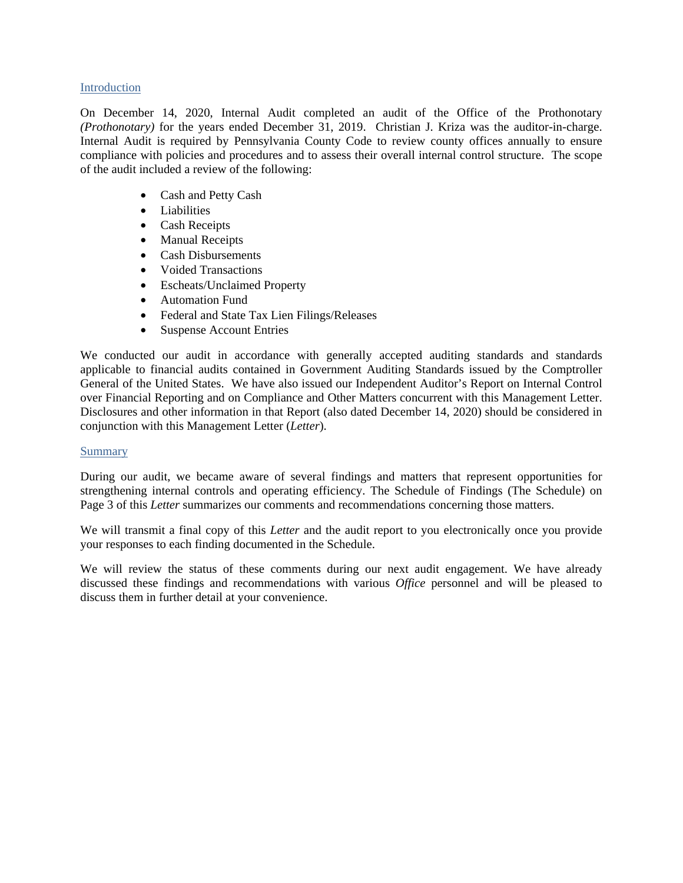## Introduction

On December 14, 2020, Internal Audit completed an audit of the Office of the Prothonotary *(Prothonotary)* for the years ended December 31, 2019. Christian J. Kriza was the auditor-in-charge. Internal Audit is required by Pennsylvania County Code to review county offices annually to ensure compliance with policies and procedures and to assess their overall internal control structure. The scope of the audit included a review of the following:

- Cash and Petty Cash
- Liabilities
- Cash Receipts
- Manual Receipts
- Cash Disbursements
- Voided Transactions
- Escheats/Unclaimed Property
- Automation Fund
- Federal and State Tax Lien Filings/Releases
- Suspense Account Entries

We conducted our audit in accordance with generally accepted auditing standards and standards applicable to financial audits contained in Government Auditing Standards issued by the Comptroller General of the United States. We have also issued our Independent Auditor's Report on Internal Control over Financial Reporting and on Compliance and Other Matters concurrent with this Management Letter. Disclosures and other information in that Report (also dated December 14, 2020) should be considered in conjunction with this Management Letter (*Letter*).

## Summary

During our audit, we became aware of several findings and matters that represent opportunities for strengthening internal controls and operating efficiency. The Schedule of Findings (The Schedule) on Page 3 of this *Letter* summarizes our comments and recommendations concerning those matters.

We will transmit a final copy of this *Letter* and the audit report to you electronically once you provide your responses to each finding documented in the Schedule.

We will review the status of these comments during our next audit engagement. We have already discussed these findings and recommendations with various *Office* personnel and will be pleased to discuss them in further detail at your convenience.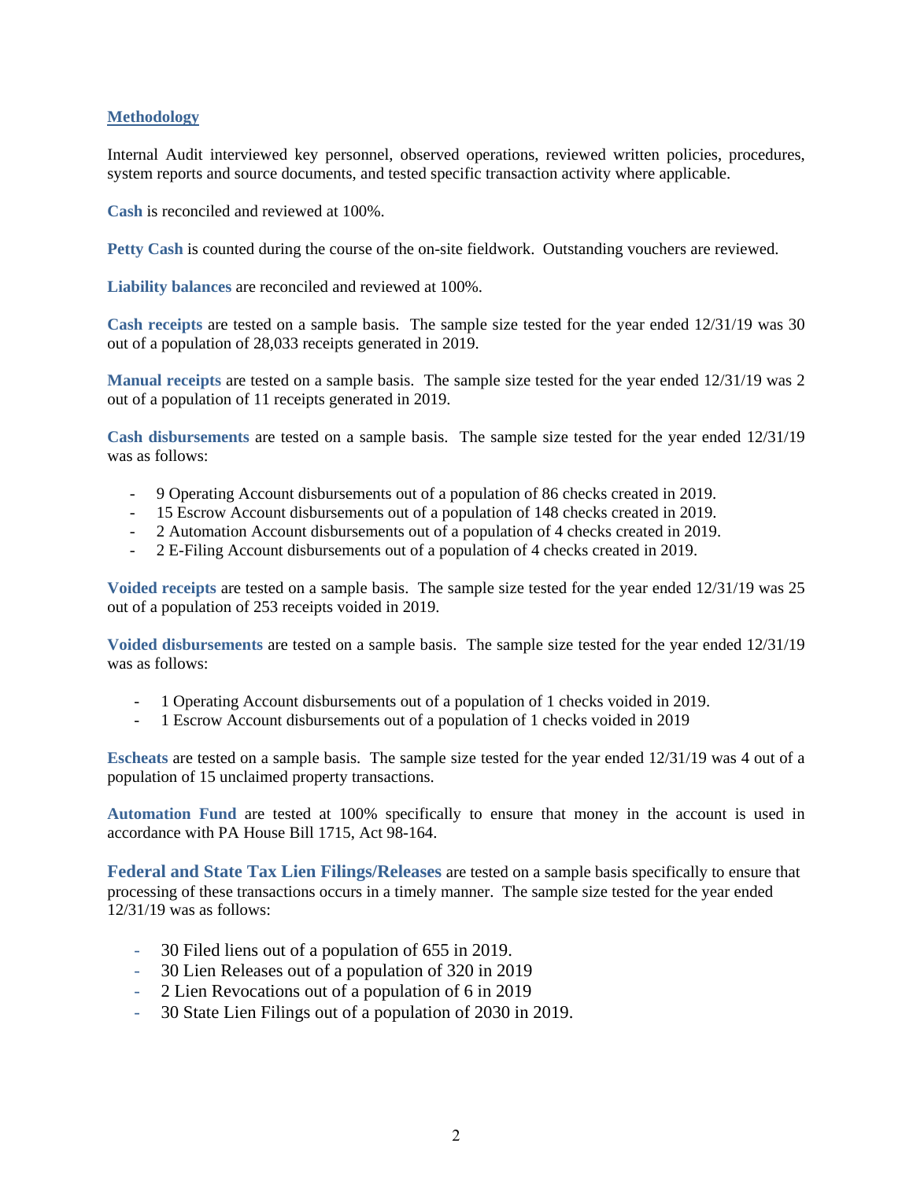## Methodology

Internal Audit interviewed key personnel, observed operations, reviewed written policies, procedures, system reports and source documents, and tested specific transaction activity where applicable.

**Cash** is reconciled and reviewed at 100%.

**Petty Cash** is counted during the course of the on-site fieldwork. Outstanding vouchers are reviewed.

**Liability balances** are reconciled and reviewed at 100%.

**Cash receipts** are tested on a sample basis. The sample size tested for the year ended 12/31/19 was 30 out of a population of 28,033 receipts generated in 2019.

**Manual receipts** are tested on a sample basis. The sample size tested for the year ended 12/31/19 was 2 out of a population of 11 receipts generated in 2019.

**Cash disbursements** are tested on a sample basis. The sample size tested for the year ended 12/31/19 was as follows:

- 9 Operating Account disbursements out of a population of 86 checks created in 2019.
- 15 Escrow Account disbursements out of a population of 148 checks created in 2019.
- 2 Automation Account disbursements out of a population of 4 checks created in 2019.
- 2 E-Filing Account disbursements out of a population of 4 checks created in 2019.

**Voided receipts** are tested on a sample basis. The sample size tested for the year ended 12/31/19 was 25 out of a population of 253 receipts voided in 2019.

**Voided disbursements** are tested on a sample basis. The sample size tested for the year ended 12/31/19 was as follows:

- 1 Operating Account disbursements out of a population of 1 checks voided in 2019.
- 1 Escrow Account disbursements out of a population of 1 checks voided in 2019

**Escheats** are tested on a sample basis. The sample size tested for the year ended 12/31/19 was 4 out of a population of 15 unclaimed property transactions.

**Automation Fund** are tested at 100% specifically to ensure that money in the account is used in accordance with PA House Bill 1715, Act 98-164.

**Federal and State Tax Lien Filings/Releases** are tested on a sample basis specifically to ensure that processing of these transactions occurs in a timely manner. The sample size tested for the year ended 12/31/19 was as follows:

- 30 Filed liens out of a population of 655 in 2019.
- 30 Lien Releases out of a population of 320 in 2019
- 2 Lien Revocations out of a population of 6 in 2019
- 30 State Lien Filings out of a population of 2030 in 2019.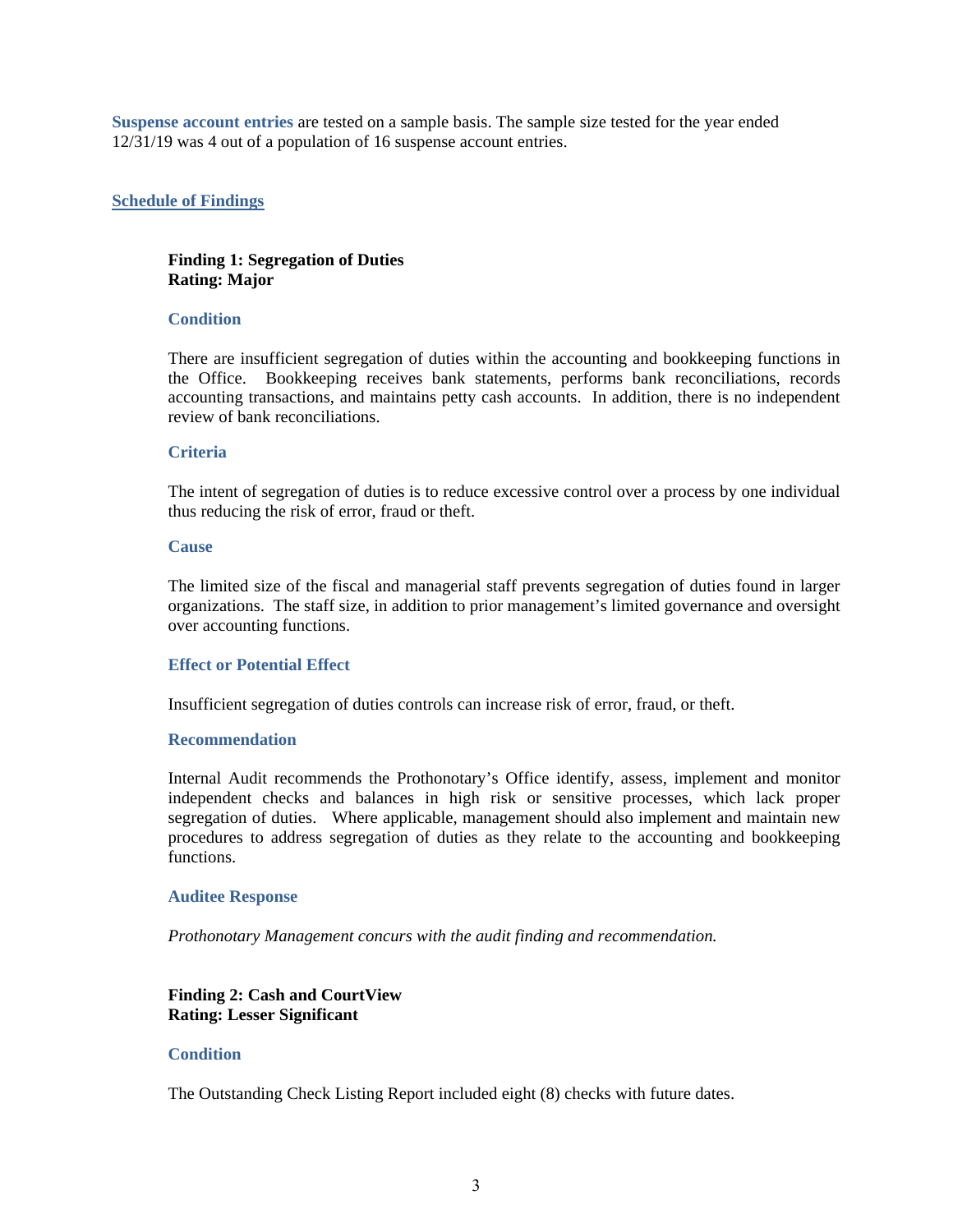**Suspense account entries** are tested on a sample basis. The sample size tested for the year ended 12/31/19 was 4 out of a population of 16 suspense account entries.

## Schedule of Findings

### Finding 1: Segregation of Duties
**Rating: Major**

#### Condition

There are insufficient segregation of duties within the accounting and bookkeeping functions in the Office. Bookkeeping receives bank statements, performs bank reconciliations, records accounting transactions, and maintains petty cash accounts. In addition, there is no independent review of bank reconciliations.

#### Criteria

The intent of segregation of duties is to reduce excessive control over a process by one individual thus reducing the risk of error, fraud or theft.

#### Cause

The limited size of the fiscal and managerial staff prevents segregation of duties found in larger organizations. The staff size, in addition to prior management's limited governance and oversight over accounting functions.

#### Effect or Potential Effect

Insufficient segregation of duties controls can increase risk of error, fraud, or theft.

#### Recommendation

Internal Audit recommends the Prothonotary's Office identify, assess, implement and monitor independent checks and balances in high risk or sensitive processes, which lack proper segregation of duties. Where applicable, management should also implement and maintain new procedures to address segregation of duties as they relate to the accounting and bookkeeping functions.

#### Auditee Response

*Prothonotary Management concurs with the audit finding and recommendation.*

### Finding 2: Cash and CourtView
**Rating: Lesser Significant**

#### Condition

The Outstanding Check Listing Report included eight (8) checks with future dates.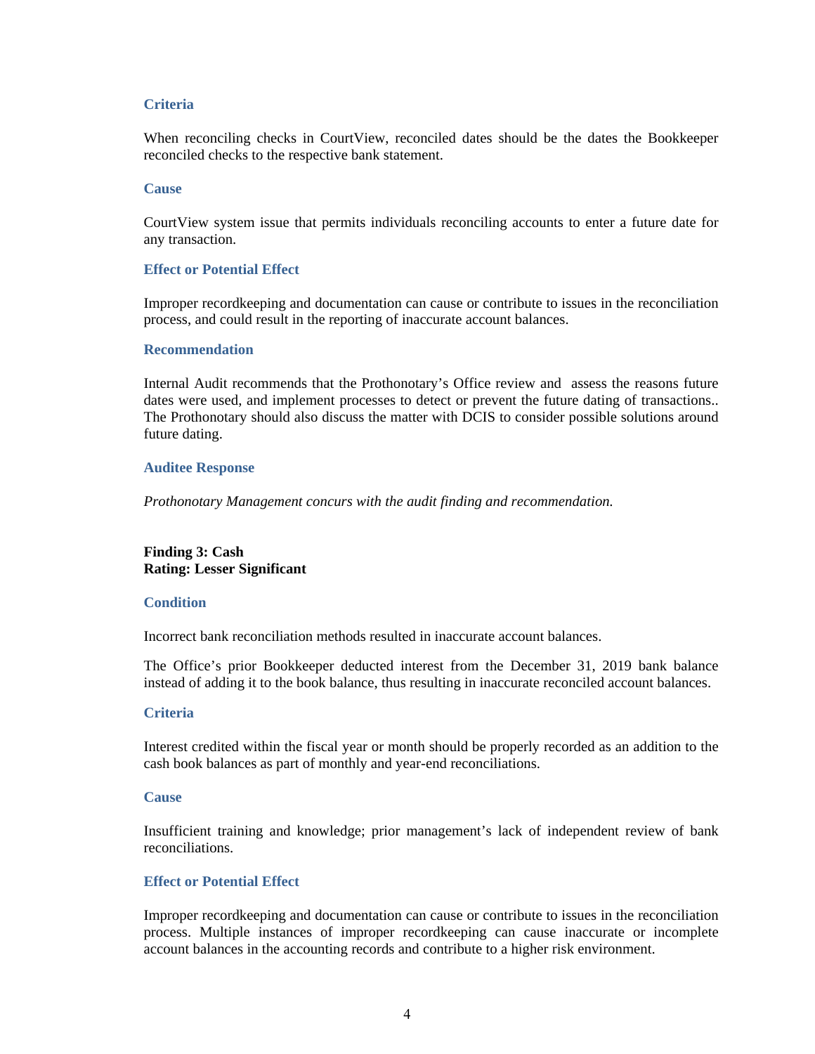### Criteria

When reconciling checks in CourtView, reconciled dates should be the dates the Bookkeeper reconciled checks to the respective bank statement.

### Cause

CourtView system issue that permits individuals reconciling accounts to enter a future date for any transaction.

### Effect or Potential Effect

Improper recordkeeping and documentation can cause or contribute to issues in the reconciliation process, and could result in the reporting of inaccurate account balances.

### Recommendation

Internal Audit recommends that the Prothonotary's Office review and assess the reasons future dates were used, and implement processes to detect or prevent the future dating of transactions.. The Prothonotary should also discuss the matter with DCIS to consider possible solutions around future dating.

### Auditee Response

*Prothonotary Management concurs with the audit finding and recommendation.*

**Finding 3: Cash**
**Rating: Lesser Significant**

### Condition

Incorrect bank reconciliation methods resulted in inaccurate account balances.

The Office's prior Bookkeeper deducted interest from the December 31, 2019 bank balance instead of adding it to the book balance, thus resulting in inaccurate reconciled account balances.

### Criteria

Interest credited within the fiscal year or month should be properly recorded as an addition to the cash book balances as part of monthly and year-end reconciliations.

### Cause

Insufficient training and knowledge; prior management's lack of independent review of bank reconciliations.

### Effect or Potential Effect

Improper recordkeeping and documentation can cause or contribute to issues in the reconciliation process. Multiple instances of improper recordkeeping can cause inaccurate or incomplete account balances in the accounting records and contribute to a higher risk environment.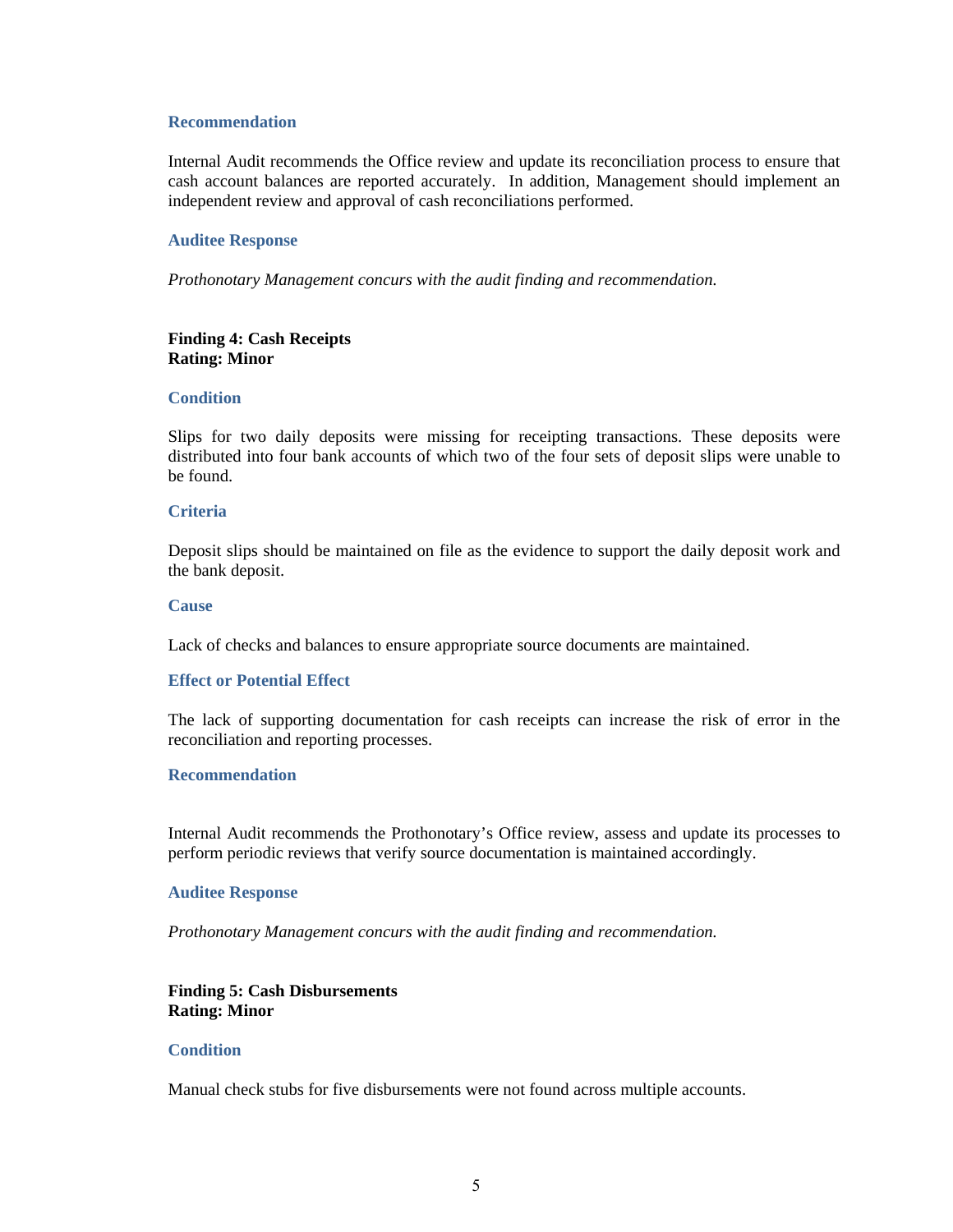### Recommendation

Internal Audit recommends the Office review and update its reconciliation process to ensure that cash account balances are reported accurately. In addition, Management should implement an independent review and approval of cash reconciliations performed.

### Auditee Response

*Prothonotary Management concurs with the audit finding and recommendation.*

**Finding 4: Cash Receipts**
**Rating: Minor**

### Condition

Slips for two daily deposits were missing for receipting transactions. These deposits were distributed into four bank accounts of which two of the four sets of deposit slips were unable to be found.

### Criteria

Deposit slips should be maintained on file as the evidence to support the daily deposit work and the bank deposit.

### Cause

Lack of checks and balances to ensure appropriate source documents are maintained.

### Effect or Potential Effect

The lack of supporting documentation for cash receipts can increase the risk of error in the reconciliation and reporting processes.

### Recommendation

Internal Audit recommends the Prothonotary's Office review, assess and update its processes to perform periodic reviews that verify source documentation is maintained accordingly.

### Auditee Response

*Prothonotary Management concurs with the audit finding and recommendation.*

**Finding 5: Cash Disbursements**
**Rating: Minor**

### Condition

Manual check stubs for five disbursements were not found across multiple accounts.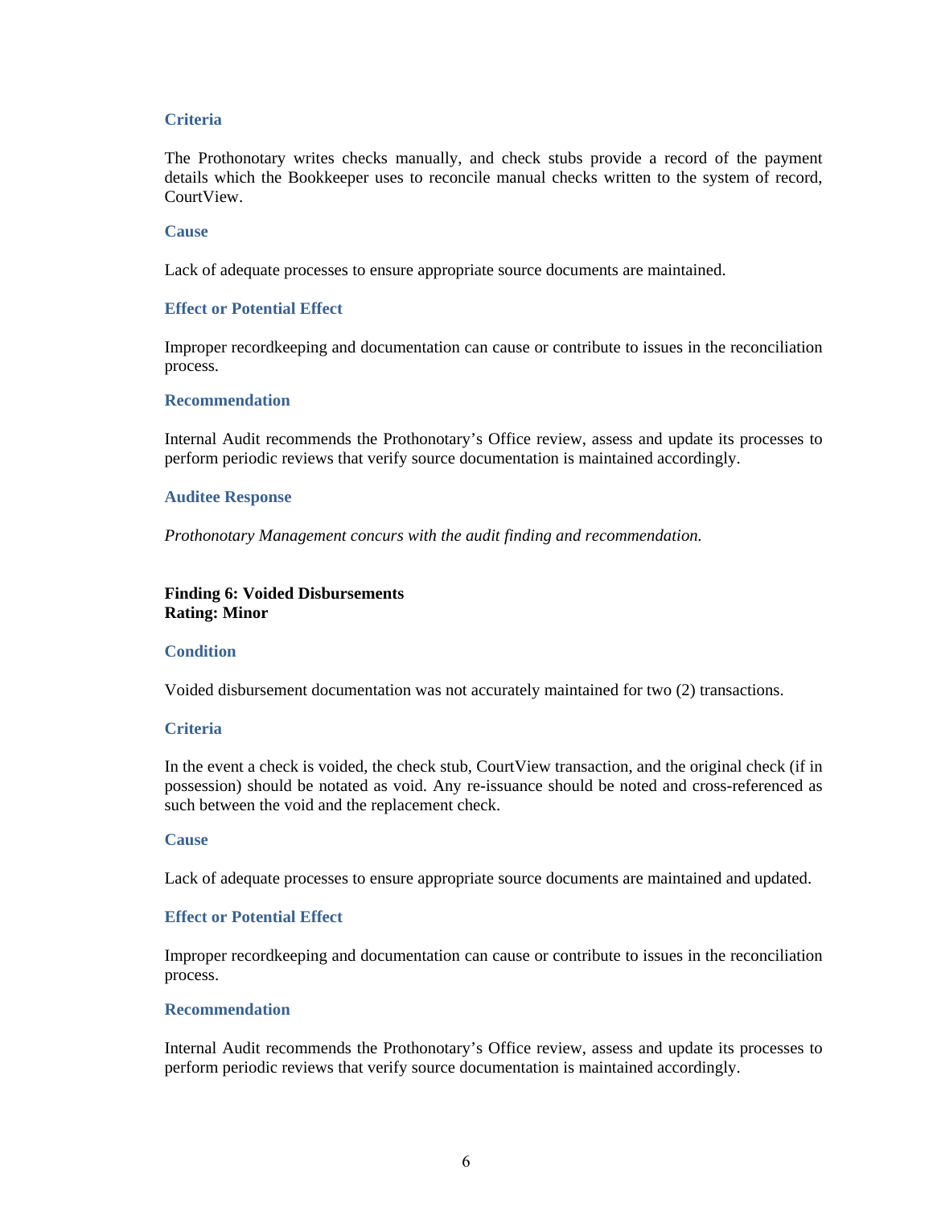### Criteria

The Prothonotary writes checks manually, and check stubs provide a record of the payment details which the Bookkeeper uses to reconcile manual checks written to the system of record, CourtView.

### Cause

Lack of adequate processes to ensure appropriate source documents are maintained.

### Effect or Potential Effect

Improper recordkeeping and documentation can cause or contribute to issues in the reconciliation process.

### Recommendation

Internal Audit recommends the Prothonotary's Office review, assess and update its processes to perform periodic reviews that verify source documentation is maintained accordingly.

### Auditee Response

*Prothonotary Management concurs with the audit finding and recommendation.*

## Finding 6: Voided Disbursements
**Rating: Minor**

### Condition

Voided disbursement documentation was not accurately maintained for two (2) transactions.

### Criteria

In the event a check is voided, the check stub, CourtView transaction, and the original check (if in possession) should be notated as void. Any re-issuance should be noted and cross-referenced as such between the void and the replacement check.

### Cause

Lack of adequate processes to ensure appropriate source documents are maintained and updated.

### Effect or Potential Effect

Improper recordkeeping and documentation can cause or contribute to issues in the reconciliation process.

### Recommendation

Internal Audit recommends the Prothonotary's Office review, assess and update its processes to perform periodic reviews that verify source documentation is maintained accordingly.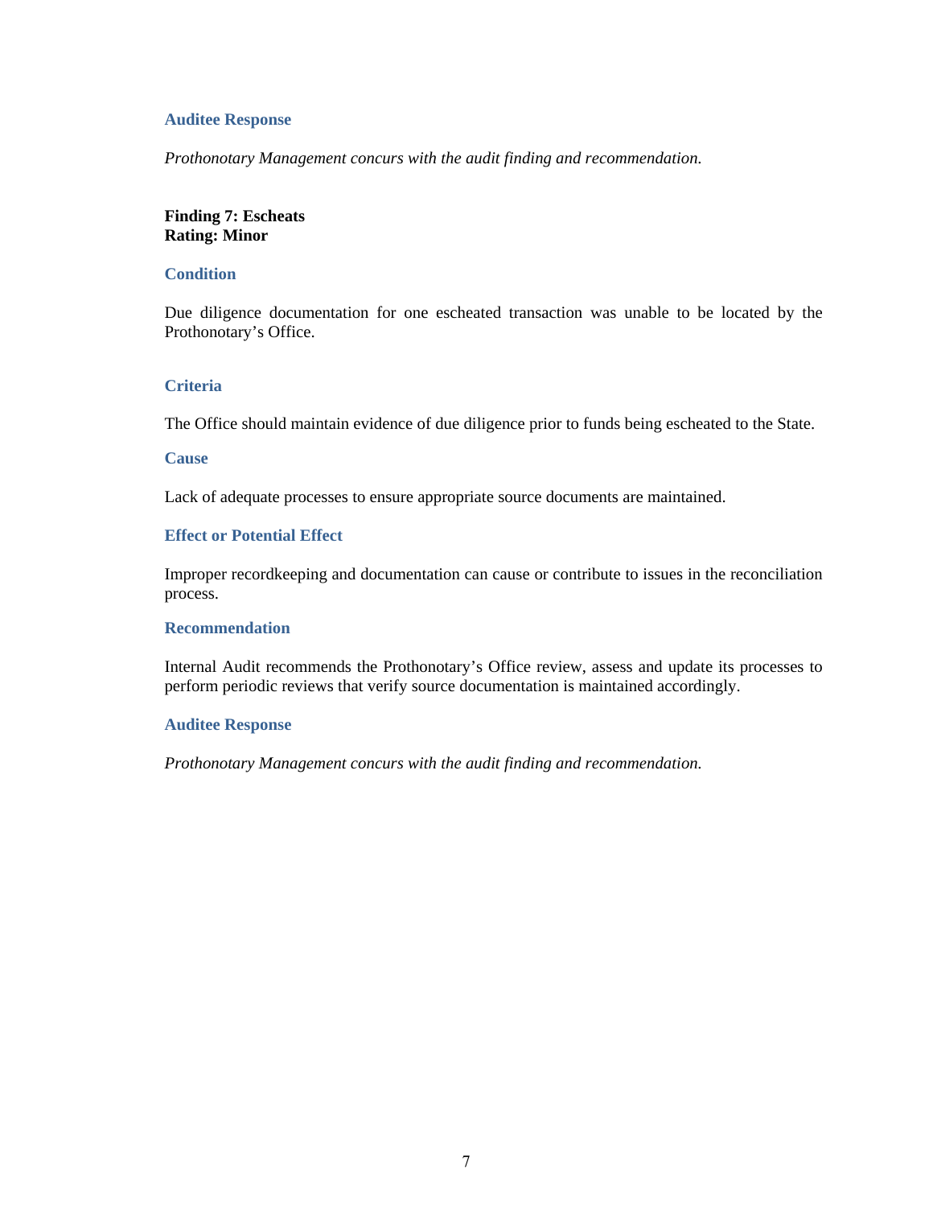### Auditee Response

*Prothonotary Management concurs with the audit finding and recommendation.*

**Finding 7: Escheats**
**Rating: Minor**

### Condition

Due diligence documentation for one escheated transaction was unable to be located by the Prothonotary's Office.

### Criteria

The Office should maintain evidence of due diligence prior to funds being escheated to the State.

### Cause

Lack of adequate processes to ensure appropriate source documents are maintained.

### Effect or Potential Effect

Improper recordkeeping and documentation can cause or contribute to issues in the reconciliation process.

### Recommendation

Internal Audit recommends the Prothonotary's Office review, assess and update its processes to perform periodic reviews that verify source documentation is maintained accordingly.

### Auditee Response

*Prothonotary Management concurs with the audit finding and recommendation.*